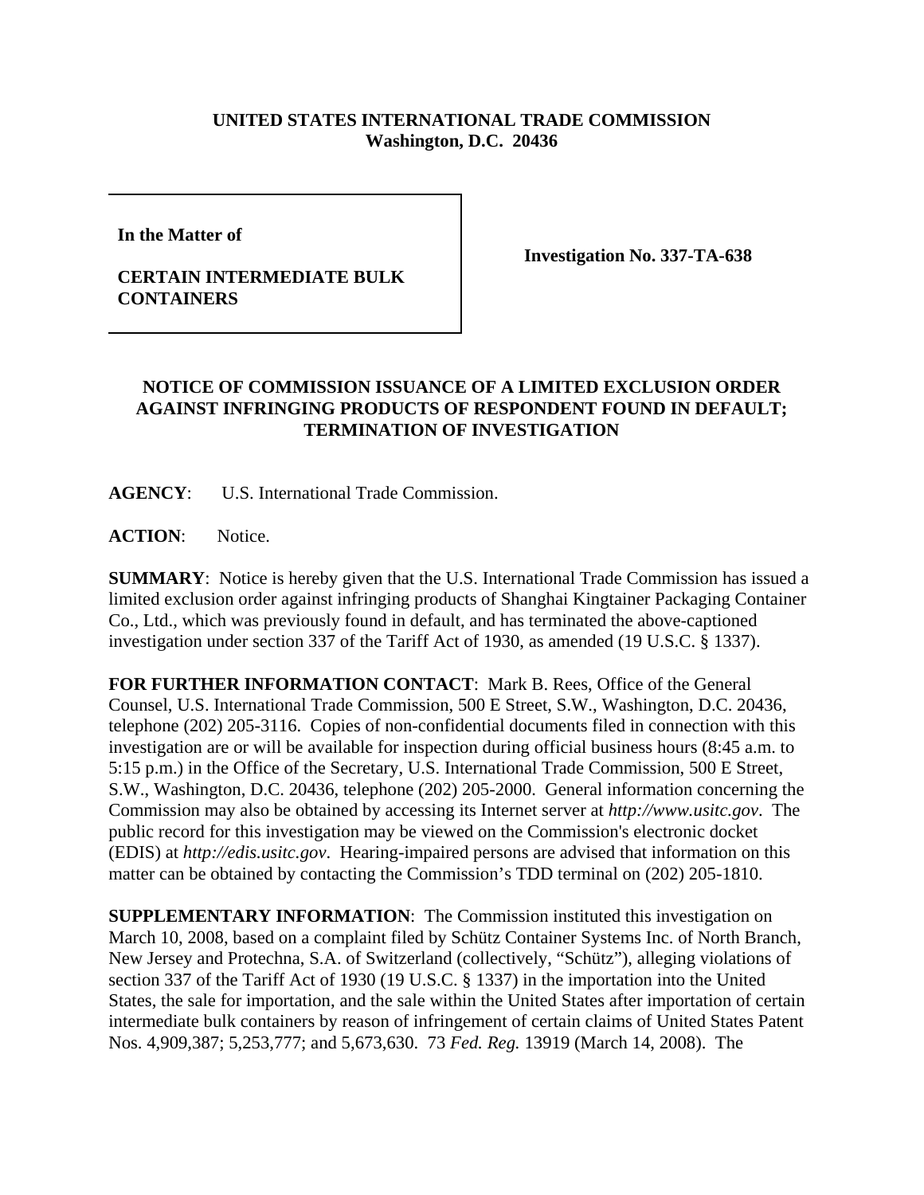**UNITED STATES INTERNATIONAL TRADE COMMISSION**
**Washington, D.C. 20436**

| | |
|---|---|
| **In the Matter of**<br><br>**CERTAIN INTERMEDIATE BULK CONTAINERS** | **Investigation No. 337-TA-638** |

## NOTICE OF COMMISSION ISSUANCE OF A LIMITED EXCLUSION ORDER AGAINST INFRINGING PRODUCTS OF RESPONDENT FOUND IN DEFAULT; TERMINATION OF INVESTIGATION

**AGENCY**: U.S. International Trade Commission.

**ACTION**: Notice.

**SUMMARY**: Notice is hereby given that the U.S. International Trade Commission has issued a limited exclusion order against infringing products of Shanghai Kingtainer Packaging Container Co., Ltd., which was previously found in default, and has terminated the above-captioned investigation under section 337 of the Tariff Act of 1930, as amended (19 U.S.C. § 1337).

**FOR FURTHER INFORMATION CONTACT**: Mark B. Rees, Office of the General Counsel, U.S. International Trade Commission, 500 E Street, S.W., Washington, D.C. 20436, telephone (202) 205-3116. Copies of non-confidential documents filed in connection with this investigation are or will be available for inspection during official business hours (8:45 a.m. to 5:15 p.m.) in the Office of the Secretary, U.S. International Trade Commission, 500 E Street, S.W., Washington, D.C. 20436, telephone (202) 205-2000. General information concerning the Commission may also be obtained by accessing its Internet server at *http://www.usitc.gov*. The public record for this investigation may be viewed on the Commission's electronic docket (EDIS) at *http://edis.usitc.gov*. Hearing-impaired persons are advised that information on this matter can be obtained by contacting the Commission's TDD terminal on (202) 205-1810.

**SUPPLEMENTARY INFORMATION**: The Commission instituted this investigation on March 10, 2008, based on a complaint filed by Schütz Container Systems Inc. of North Branch, New Jersey and Protechna, S.A. of Switzerland (collectively, "Schütz"), alleging violations of section 337 of the Tariff Act of 1930 (19 U.S.C. § 1337) in the importation into the United States, the sale for importation, and the sale within the United States after importation of certain intermediate bulk containers by reason of infringement of certain claims of United States Patent Nos. 4,909,387; 5,253,777; and 5,673,630. 73 *Fed. Reg.* 13919 (March 14, 2008). The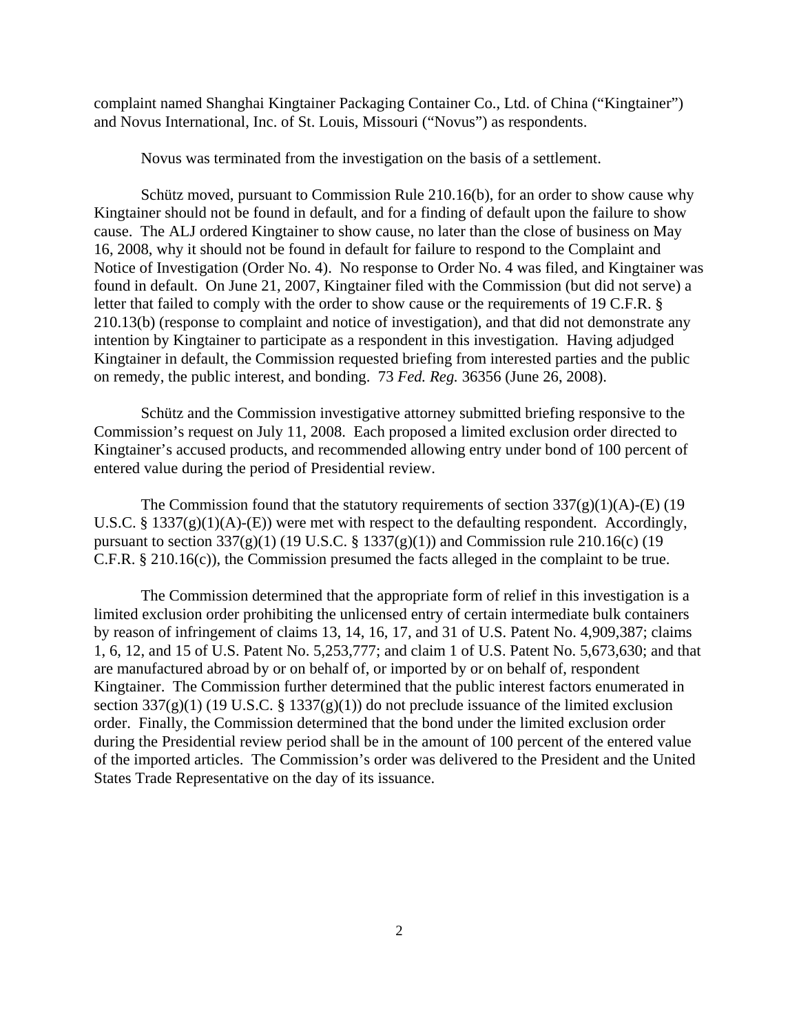complaint named Shanghai Kingtainer Packaging Container Co., Ltd. of China ("Kingtainer") and Novus International, Inc. of St. Louis, Missouri ("Novus") as respondents.

Novus was terminated from the investigation on the basis of a settlement.

Schütz moved, pursuant to Commission Rule 210.16(b), for an order to show cause why Kingtainer should not be found in default, and for a finding of default upon the failure to show cause. The ALJ ordered Kingtainer to show cause, no later than the close of business on May 16, 2008, why it should not be found in default for failure to respond to the Complaint and Notice of Investigation (Order No. 4). No response to Order No. 4 was filed, and Kingtainer was found in default. On June 21, 2007, Kingtainer filed with the Commission (but did not serve) a letter that failed to comply with the order to show cause or the requirements of 19 C.F.R. § 210.13(b) (response to complaint and notice of investigation), and that did not demonstrate any intention by Kingtainer to participate as a respondent in this investigation. Having adjudged Kingtainer in default, the Commission requested briefing from interested parties and the public on remedy, the public interest, and bonding. 73 *Fed. Reg.* 36356 (June 26, 2008).

Schütz and the Commission investigative attorney submitted briefing responsive to the Commission's request on July 11, 2008. Each proposed a limited exclusion order directed to Kingtainer's accused products, and recommended allowing entry under bond of 100 percent of entered value during the period of Presidential review.

The Commission found that the statutory requirements of section 337(g)(1)(A)-(E) (19 U.S.C. § 1337(g)(1)(A)-(E)) were met with respect to the defaulting respondent. Accordingly, pursuant to section 337(g)(1) (19 U.S.C. § 1337(g)(1)) and Commission rule 210.16(c) (19 C.F.R. § 210.16(c)), the Commission presumed the facts alleged in the complaint to be true.

The Commission determined that the appropriate form of relief in this investigation is a limited exclusion order prohibiting the unlicensed entry of certain intermediate bulk containers by reason of infringement of claims 13, 14, 16, 17, and 31 of U.S. Patent No. 4,909,387; claims 1, 6, 12, and 15 of U.S. Patent No. 5,253,777; and claim 1 of U.S. Patent No. 5,673,630; and that are manufactured abroad by or on behalf of, or imported by or on behalf of, respondent Kingtainer. The Commission further determined that the public interest factors enumerated in section 337(g)(1) (19 U.S.C. § 1337(g)(1)) do not preclude issuance of the limited exclusion order. Finally, the Commission determined that the bond under the limited exclusion order during the Presidential review period shall be in the amount of 100 percent of the entered value of the imported articles. The Commission's order was delivered to the President and the United States Trade Representative on the day of its issuance.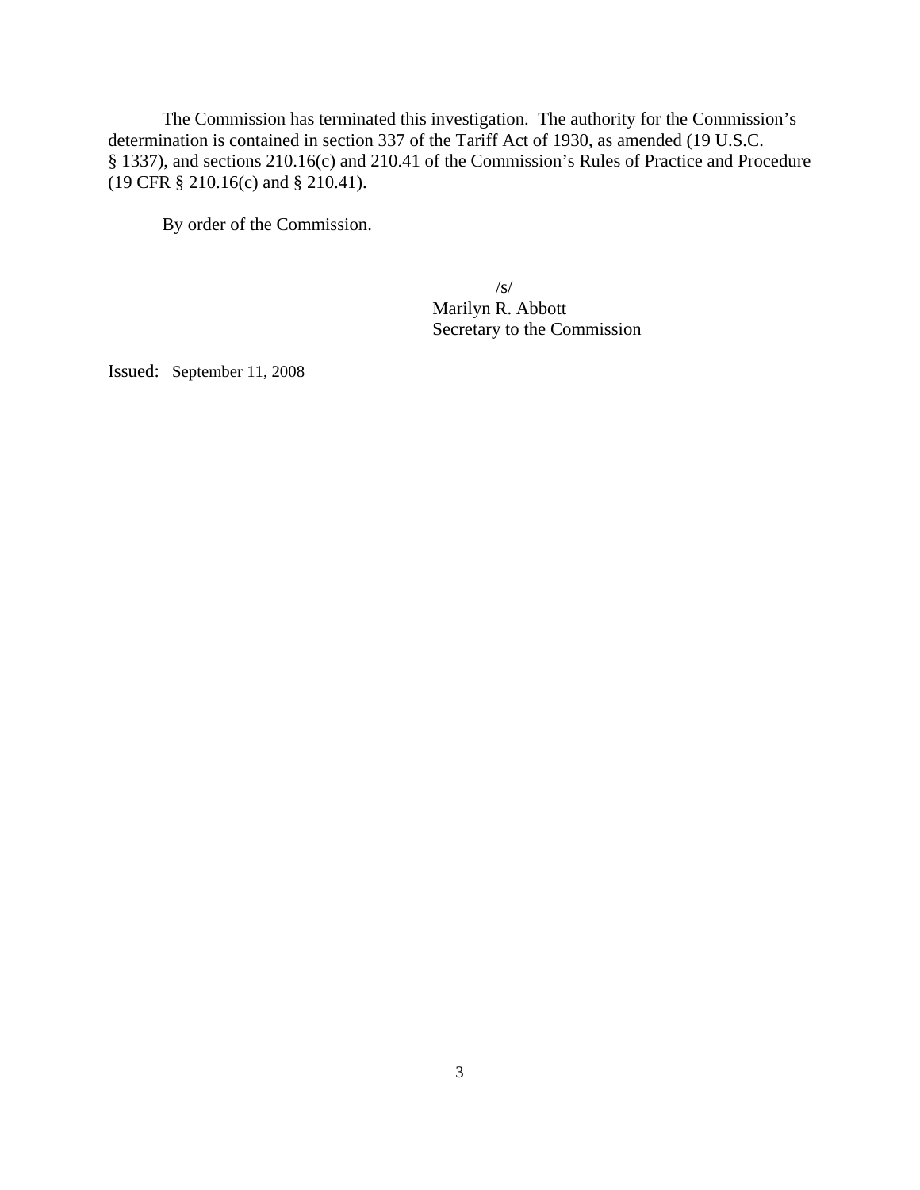The Commission has terminated this investigation. The authority for the Commission's determination is contained in section 337 of the Tariff Act of 1930, as amended (19 U.S.C. § 1337), and sections 210.16(c) and 210.41 of the Commission's Rules of Practice and Procedure (19 CFR § 210.16(c) and § 210.41).

By order of the Commission.

/s/
Marilyn R. Abbott
Secretary to the Commission

Issued: September 11, 2008